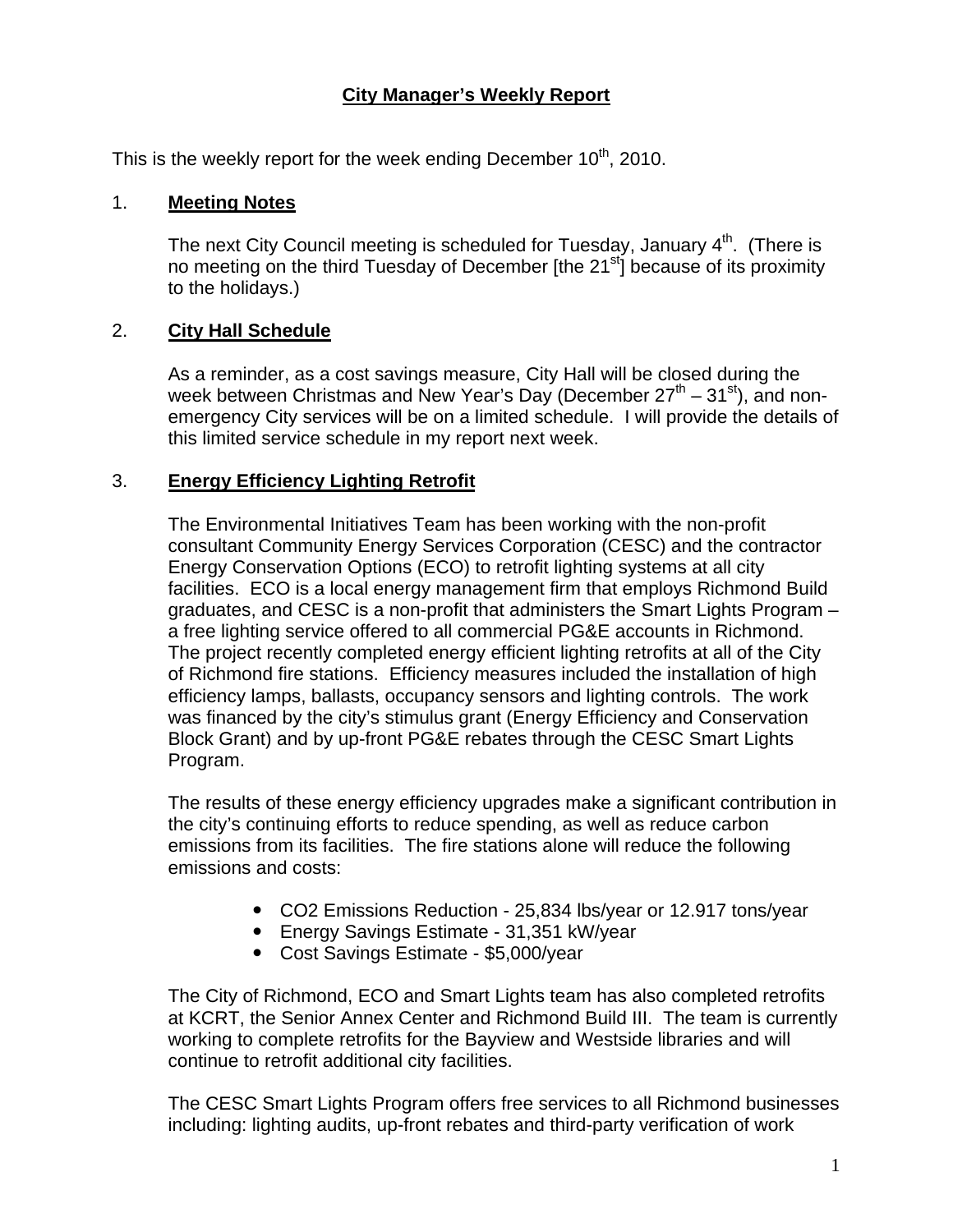# City Manager's Weekly Report

This is the weekly report for the week ending December 10th, 2010.

## 1. Meeting Notes

The next City Council meeting is scheduled for Tuesday, January 4th. (There is no meeting on the third Tuesday of December [the 21st] because of its proximity to the holidays.)

## 2. City Hall Schedule

As a reminder, as a cost savings measure, City Hall will be closed during the week between Christmas and New Year's Day (December 27th – 31st), and non-emergency City services will be on a limited schedule. I will provide the details of this limited service schedule in my report next week.

## 3. Energy Efficiency Lighting Retrofit

The Environmental Initiatives Team has been working with the non-profit consultant Community Energy Services Corporation (CESC) and the contractor Energy Conservation Options (ECO) to retrofit lighting systems at all city facilities. ECO is a local energy management firm that employs Richmond Build graduates, and CESC is a non-profit that administers the Smart Lights Program – a free lighting service offered to all commercial PG&E accounts in Richmond. The project recently completed energy efficient lighting retrofits at all of the City of Richmond fire stations. Efficiency measures included the installation of high efficiency lamps, ballasts, occupancy sensors and lighting controls. The work was financed by the city's stimulus grant (Energy Efficiency and Conservation Block Grant) and by up-front PG&E rebates through the CESC Smart Lights Program.

The results of these energy efficiency upgrades make a significant contribution in the city's continuing efforts to reduce spending, as well as reduce carbon emissions from its facilities. The fire stations alone will reduce the following emissions and costs:

- $CO_2$ Emissions Reduction - 25,834 lbs/year or 12.917 tons/year
- Energy Savings Estimate - 31,351 kW/year
- Cost Savings Estimate - $5,000/year

The City of Richmond, ECO and Smart Lights team has also completed retrofits at KCRT, the Senior Annex Center and Richmond Build III. The team is currently working to complete retrofits for the Bayview and Westside libraries and will continue to retrofit additional city facilities.

The CESC Smart Lights Program offers free services to all Richmond businesses including: lighting audits, up-front rebates and third-party verification of work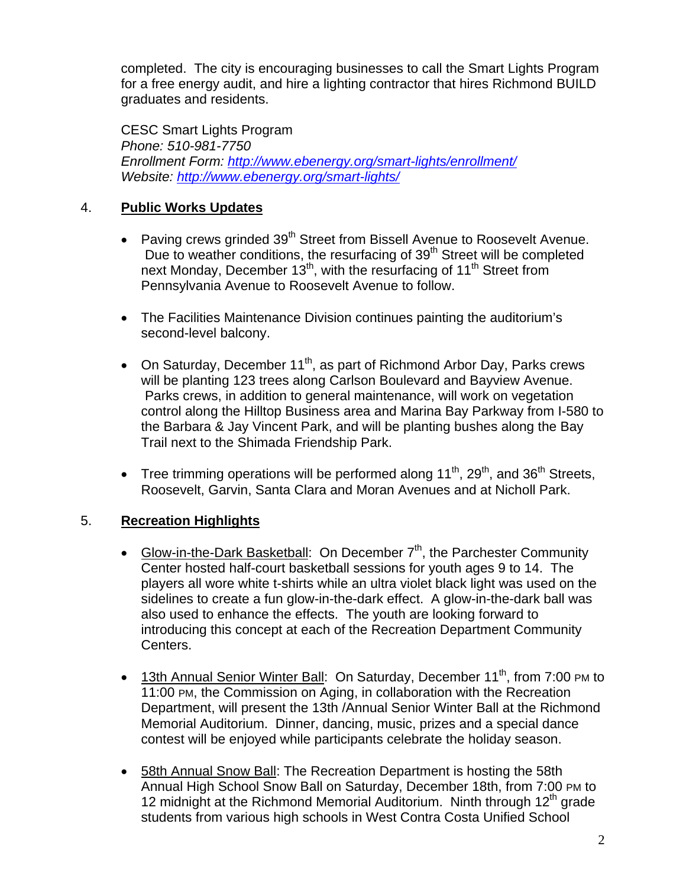completed. The city is encouraging businesses to call the Smart Lights Program for a free energy audit, and hire a lighting contractor that hires Richmond BUILD graduates and residents.

CESC Smart Lights Program
*Phone: 510-981-7750*
*Enrollment Form: [http://www.ebenergy.org/smart-lights/enrollment/](http://www.ebenergy.org/smart-lights/enrollment/)*
*Website: [http://www.ebenergy.org/smart-lights/](http://www.ebenergy.org/smart-lights/)*

## 4. **Public Works Updates**

- Paving crews grinded 39th Street from Bissell Avenue to Roosevelt Avenue. Due to weather conditions, the resurfacing of 39th Street will be completed next Monday, December 13th, with the resurfacing of 11th Street from Pennsylvania Avenue to Roosevelt Avenue to follow.

- The Facilities Maintenance Division continues painting the auditorium's second-level balcony.

- On Saturday, December 11th, as part of Richmond Arbor Day, Parks crews will be planting 123 trees along Carlson Boulevard and Bayview Avenue. Parks crews, in addition to general maintenance, will work on vegetation control along the Hilltop Business area and Marina Bay Parkway from I-580 to the Barbara & Jay Vincent Park, and will be planting bushes along the Bay Trail next to the Shimada Friendship Park.

- Tree trimming operations will be performed along 11th, 29th, and 36th Streets, Roosevelt, Garvin, Santa Clara and Moran Avenues and at Nicholl Park.

## 5. **Recreation Highlights**

- Glow-in-the-Dark Basketball: On December 7th, the Parchester Community Center hosted half-court basketball sessions for youth ages 9 to 14. The players all wore white t-shirts while an ultra violet black light was used on the sidelines to create a fun glow-in-the-dark effect. A glow-in-the-dark ball was also used to enhance the effects. The youth are looking forward to introducing this concept at each of the Recreation Department Community Centers.

- 13th Annual Senior Winter Ball: On Saturday, December 11th, from 7:00 PM to 11:00 PM, the Commission on Aging, in collaboration with the Recreation Department, will present the 13th /Annual Senior Winter Ball at the Richmond Memorial Auditorium. Dinner, dancing, music, prizes and a special dance contest will be enjoyed while participants celebrate the holiday season.

- 58th Annual Snow Ball: The Recreation Department is hosting the 58th Annual High School Snow Ball on Saturday, December 18th, from 7:00 PM to 12 midnight at the Richmond Memorial Auditorium. Ninth through 12th grade students from various high schools in West Contra Costa Unified School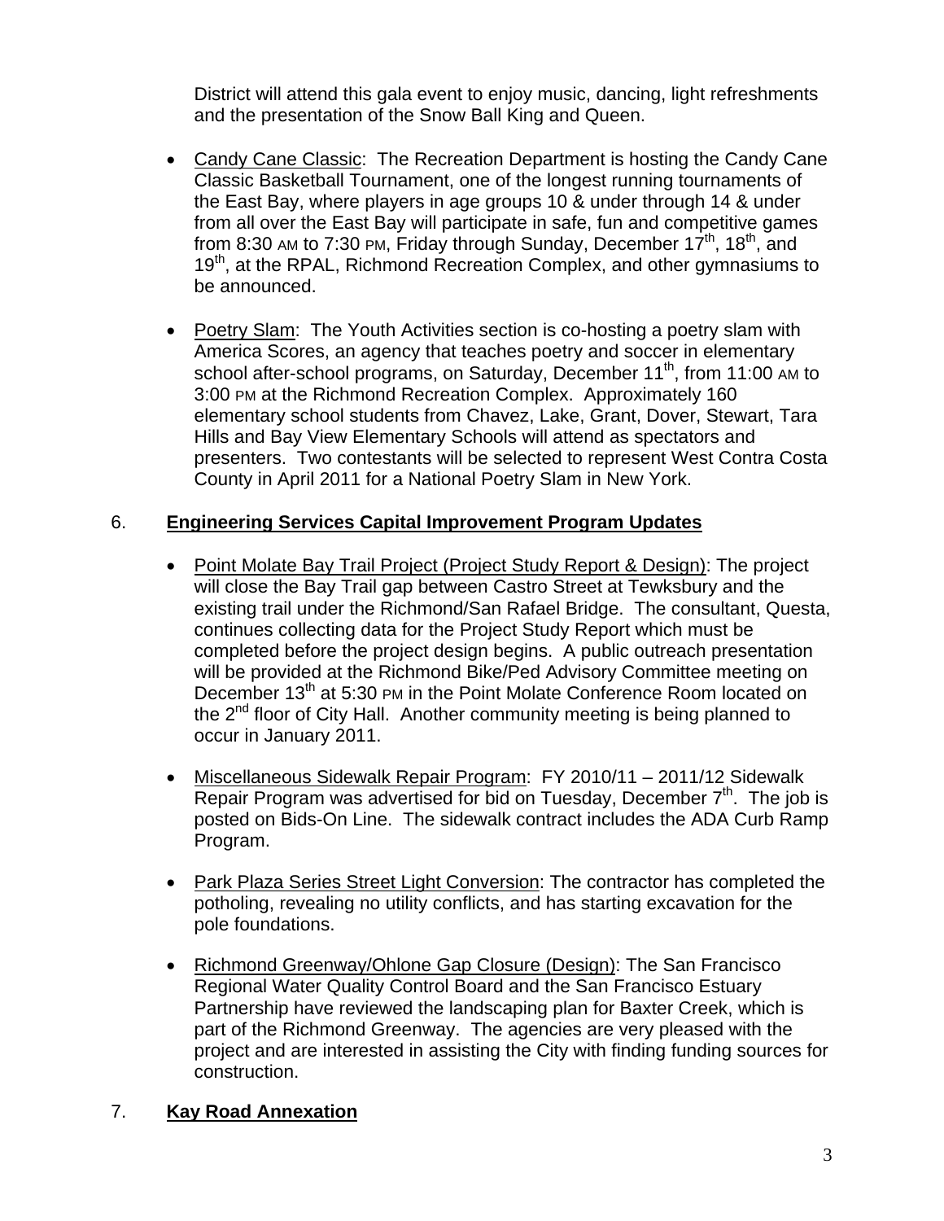District will attend this gala event to enjoy music, dancing, light refreshments and the presentation of the Snow Ball King and Queen.

- Candy Cane Classic: The Recreation Department is hosting the Candy Cane Classic Basketball Tournament, one of the longest running tournaments of the East Bay, where players in age groups 10 & under through 14 & under from all over the East Bay will participate in safe, fun and competitive games from 8:30 AM to 7:30 PM, Friday through Sunday, December 17th, 18th, and 19th, at the RPAL, Richmond Recreation Complex, and other gymnasiums to be announced.

- Poetry Slam: The Youth Activities section is co-hosting a poetry slam with America Scores, an agency that teaches poetry and soccer in elementary school after-school programs, on Saturday, December 11th, from 11:00 AM to 3:00 PM at the Richmond Recreation Complex. Approximately 160 elementary school students from Chavez, Lake, Grant, Dover, Stewart, Tara Hills and Bay View Elementary Schools will attend as spectators and presenters. Two contestants will be selected to represent West Contra Costa County in April 2011 for a National Poetry Slam in New York.

6. **Engineering Services Capital Improvement Program Updates**

- Point Molate Bay Trail Project (Project Study Report & Design): The project will close the Bay Trail gap between Castro Street at Tewksbury and the existing trail under the Richmond/San Rafael Bridge. The consultant, Questa, continues collecting data for the Project Study Report which must be completed before the project design begins. A public outreach presentation will be provided at the Richmond Bike/Ped Advisory Committee meeting on December 13th at 5:30 PM in the Point Molate Conference Room located on the 2nd floor of City Hall. Another community meeting is being planned to occur in January 2011.

- Miscellaneous Sidewalk Repair Program: FY 2010/11 – 2011/12 Sidewalk Repair Program was advertised for bid on Tuesday, December 7th. The job is posted on Bids-On Line. The sidewalk contract includes the ADA Curb Ramp Program.

- Park Plaza Series Street Light Conversion: The contractor has completed the potholing, revealing no utility conflicts, and has starting excavation for the pole foundations.

- Richmond Greenway/Ohlone Gap Closure (Design): The San Francisco Regional Water Quality Control Board and the San Francisco Estuary Partnership have reviewed the landscaping plan for Baxter Creek, which is part of the Richmond Greenway. The agencies are very pleased with the project and are interested in assisting the City with finding funding sources for construction.

7. **Kay Road Annexation**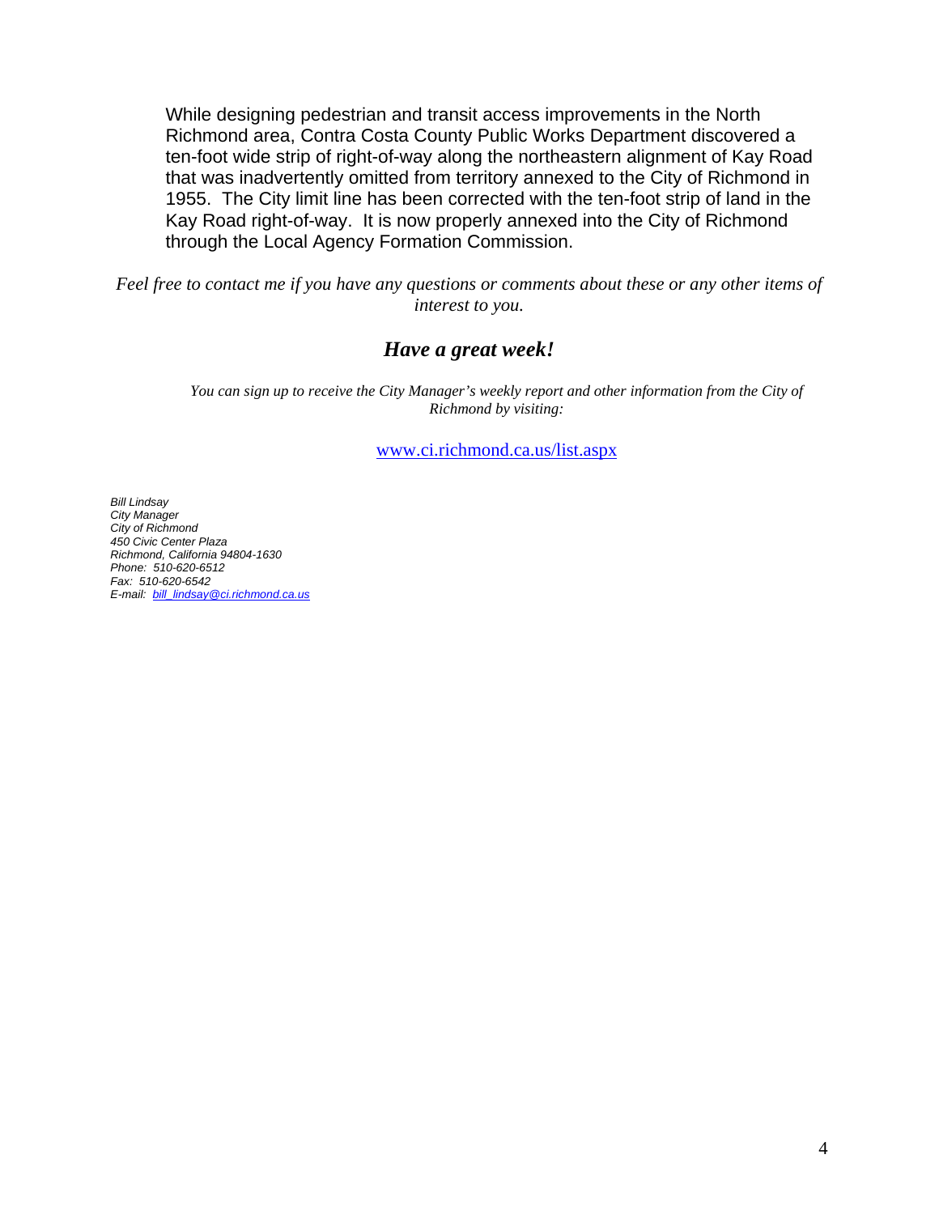While designing pedestrian and transit access improvements in the North Richmond area, Contra Costa County Public Works Department discovered a ten-foot wide strip of right-of-way along the northeastern alignment of Kay Road that was inadvertently omitted from territory annexed to the City of Richmond in 1955. The City limit line has been corrected with the ten-foot strip of land in the Kay Road right-of-way. It is now properly annexed into the City of Richmond through the Local Agency Formation Commission.

*Feel free to contact me if you have any questions or comments about these or any other items of interest to you.*

***Have a great week!***

*You can sign up to receive the City Manager's weekly report and other information from the City of Richmond by visiting:*

[www.ci.richmond.ca.us/list.aspx](http://www.ci.richmond.ca.us/list.aspx)

*Bill Lindsay*
*City Manager*
*City of Richmond*
*450 Civic Center Plaza*
*Richmond, California 94804-1630*
*Phone: 510-620-6512*
*Fax: 510-620-6542*
*E-mail: [bill_lindsay@ci.richmond.ca.us](mailto:bill_lindsay@ci.richmond.ca.us)*